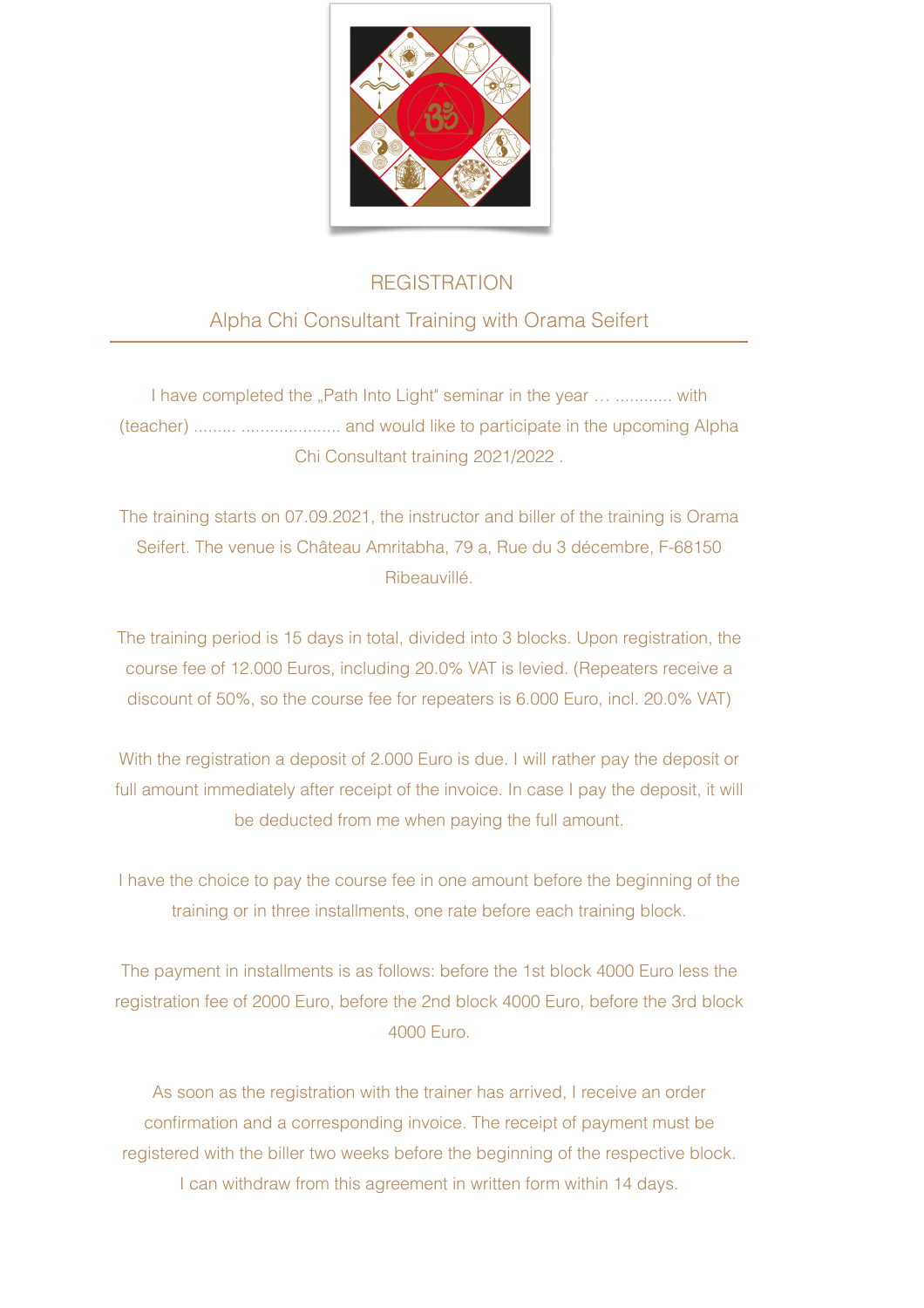# REGISTRATION

## Alpha Chi Consultant Training with Orama Seifert

I have completed the „Path Into Light" seminar in the year … ........... with (teacher) ......... .................... and would like to participate in the upcoming Alpha Chi Consultant training 2021/2022 .

The training starts on 07.09.2021, the instructor and biller of the training is Orama Seifert. The venue is Château Amritabha, 79 a, Rue du 3 décembre, F-68150 Ribeauvillé.

The training period is 15 days in total, divided into 3 blocks. Upon registration, the course fee of 12.000 Euros, including 20.0% VAT is levied. (Repeaters receive a discount of 50%, so the course fee for repeaters is 6.000 Euro, incl. 20.0% VAT)

With the registration a deposit of 2.000 Euro is due. I will rather pay the deposit or full amount immediately after receipt of the invoice. In case I pay the deposit, it will be deducted from me when paying the full amount.

I have the choice to pay the course fee in one amount before the beginning of the training or in three installments, one rate before each training block.

The payment in installments is as follows: before the 1st block 4000 Euro less the registration fee of 2000 Euro, before the 2nd block 4000 Euro, before the 3rd block 4000 Euro.

As soon as the registration with the trainer has arrived, I receive an order confirmation and a corresponding invoice. The receipt of payment must be registered with the biller two weeks before the beginning of the respective block. I can withdraw from this agreement in written form within 14 days.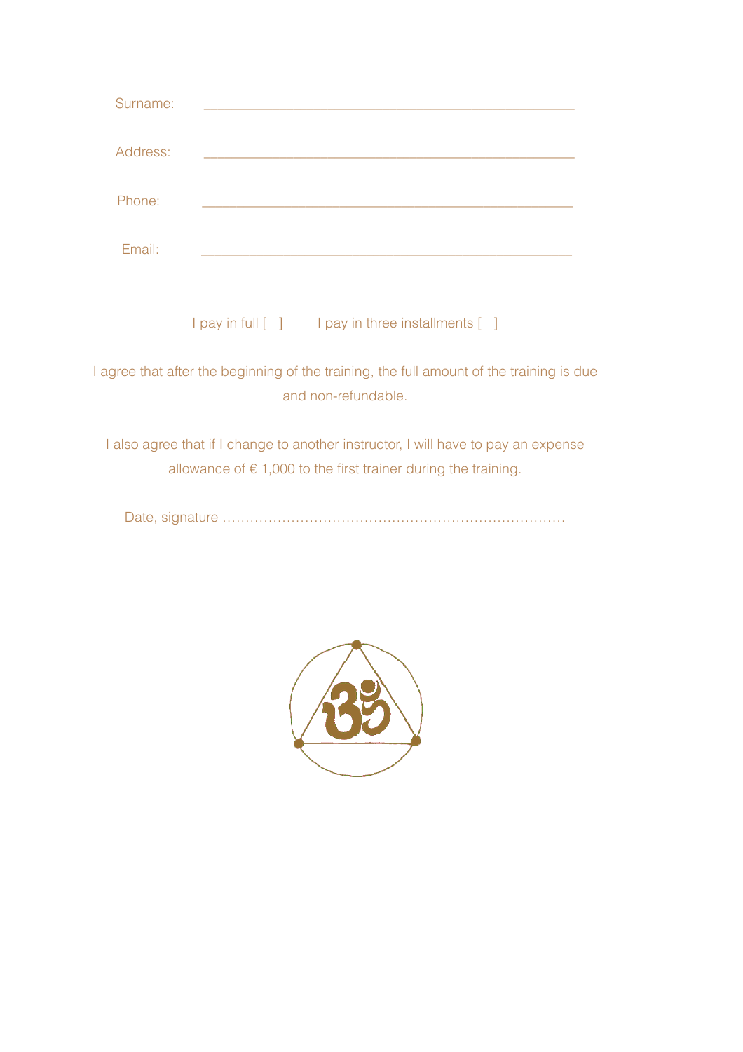Surname: ______________________________________________

Address: ______________________________________________

Phone: ______________________________________________

Email: ______________________________________________

I pay in full [ ]     I pay in three installments [ ]

I agree that after the beginning of the training, the full amount of the training is due and non-refundable.

I also agree that if I change to another instructor, I will have to pay an expense allowance of € 1,000 to the first trainer during the training.

Date, signature ..........................................................................